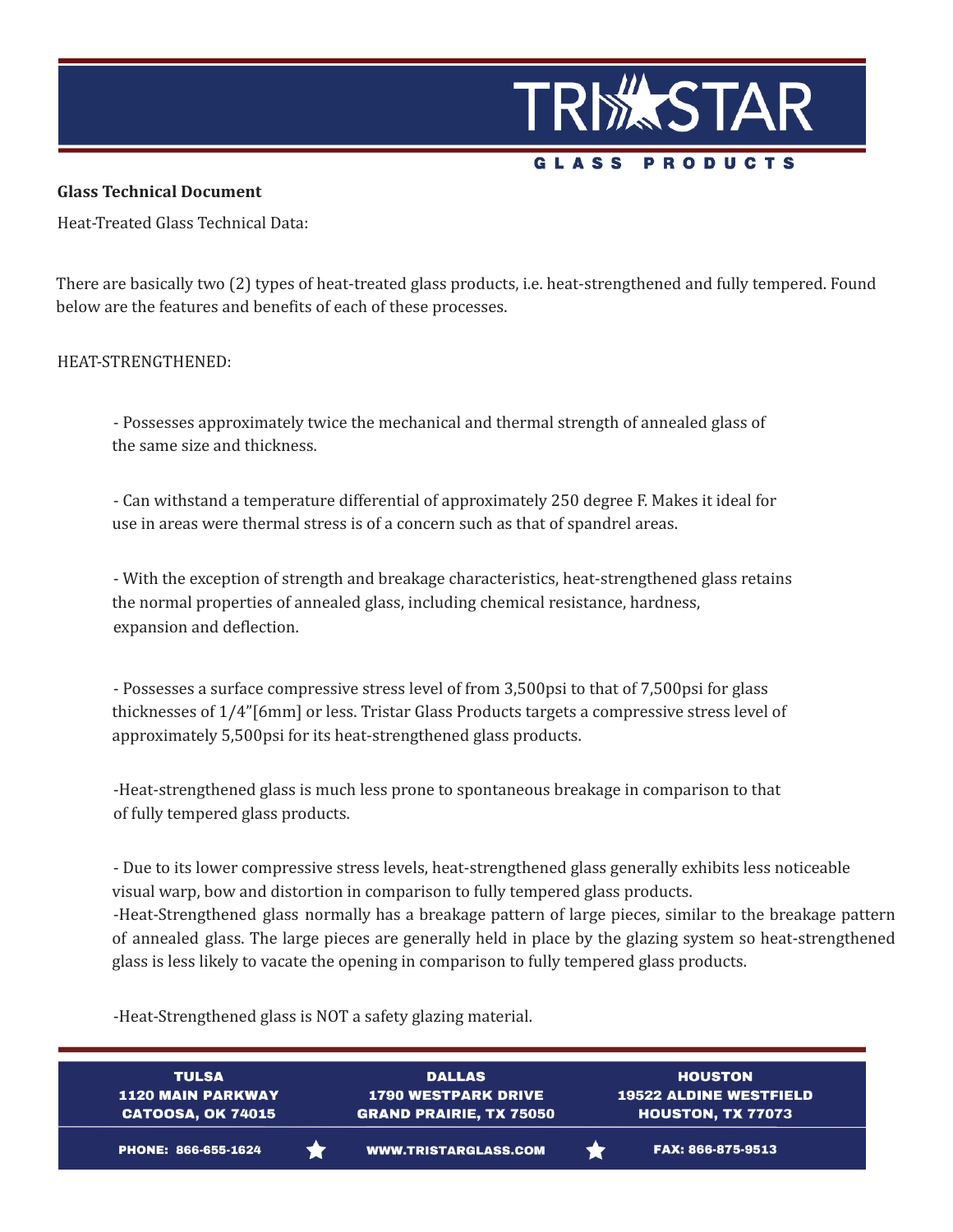**Glass Technical Document**

Heat-Treated Glass Technical Data:

There are basically two (2) types of heat-treated glass products, i.e. heat-strengthened and fully tempered. Found below are the features and benefits of each of these processes.

HEAT-STRENGTHENED:

- Possesses approximately twice the mechanical and thermal strength of annealed glass of the same size and thickness.

- Can withstand a temperature differential of approximately 250 degree F. Makes it ideal for use in areas were thermal stress is of a concern such as that of spandrel areas.

- With the exception of strength and breakage characteristics, heat-strengthened glass retains the normal properties of annealed glass, including chemical resistance, hardness, expansion and deflection.

- Possesses a surface compressive stress level of from 3,500psi to that of 7,500psi for glass thicknesses of 1/4"[6mm] or less. Tristar Glass Products targets a compressive stress level of approximately 5,500psi for its heat-strengthened glass products.

- Heat-strengthened glass is much less prone to spontaneous breakage in comparison to that of fully tempered glass products.

- Due to its lower compressive stress levels, heat-strengthened glass generally exhibits less noticeable visual warp, bow and distortion in comparison to fully tempered glass products.

- Heat-Strengthened glass normally has a breakage pattern of large pieces, similar to the breakage pattern of annealed glass. The large pieces are generally held in place by the glazing system so heat-strengthened glass is less likely to vacate the opening in comparison to fully tempered glass products.

- Heat-Strengthened glass is NOT a safety glazing material.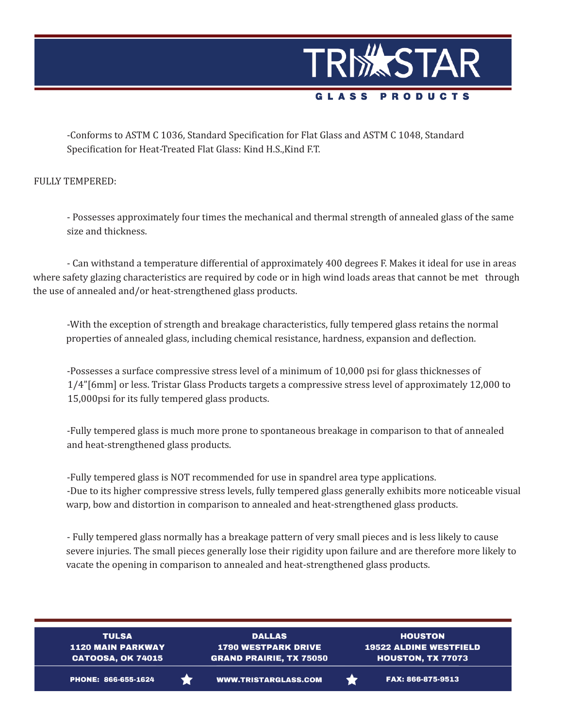-Conforms to ASTM C 1036, Standard Specification for Flat Glass and ASTM C 1048, Standard Specification for Heat-Treated Flat Glass: Kind H.S.,Kind F.T.

FULLY TEMPERED:

- Possesses approximately four times the mechanical and thermal strength of annealed glass of the same size and thickness.

- Can withstand a temperature differential of approximately 400 degrees F. Makes it ideal for use in areas where safety glazing characteristics are required by code or in high wind loads areas that cannot be met through the use of annealed and/or heat-strengthened glass products.

-With the exception of strength and breakage characteristics, fully tempered glass retains the normal properties of annealed glass, including chemical resistance, hardness, expansion and deflection.

-Possesses a surface compressive stress level of a minimum of 10,000 psi for glass thicknesses of 1/4”[6mm] or less. Tristar Glass Products targets a compressive stress level of approximately 12,000 to 15,000psi for its fully tempered glass products.

-Fully tempered glass is much more prone to spontaneous breakage in comparison to that of annealed and heat-strengthened glass products.

-Fully tempered glass is NOT recommended for use in spandrel area type applications.

-Due to its higher compressive stress levels, fully tempered glass generally exhibits more noticeable visual warp, bow and distortion in comparison to annealed and heat-strengthened glass products.

- Fully tempered glass normally has a breakage pattern of very small pieces and is less likely to cause severe injuries. The small pieces generally lose their rigidity upon failure and are therefore more likely to vacate the opening in comparison to annealed and heat-strengthened glass products.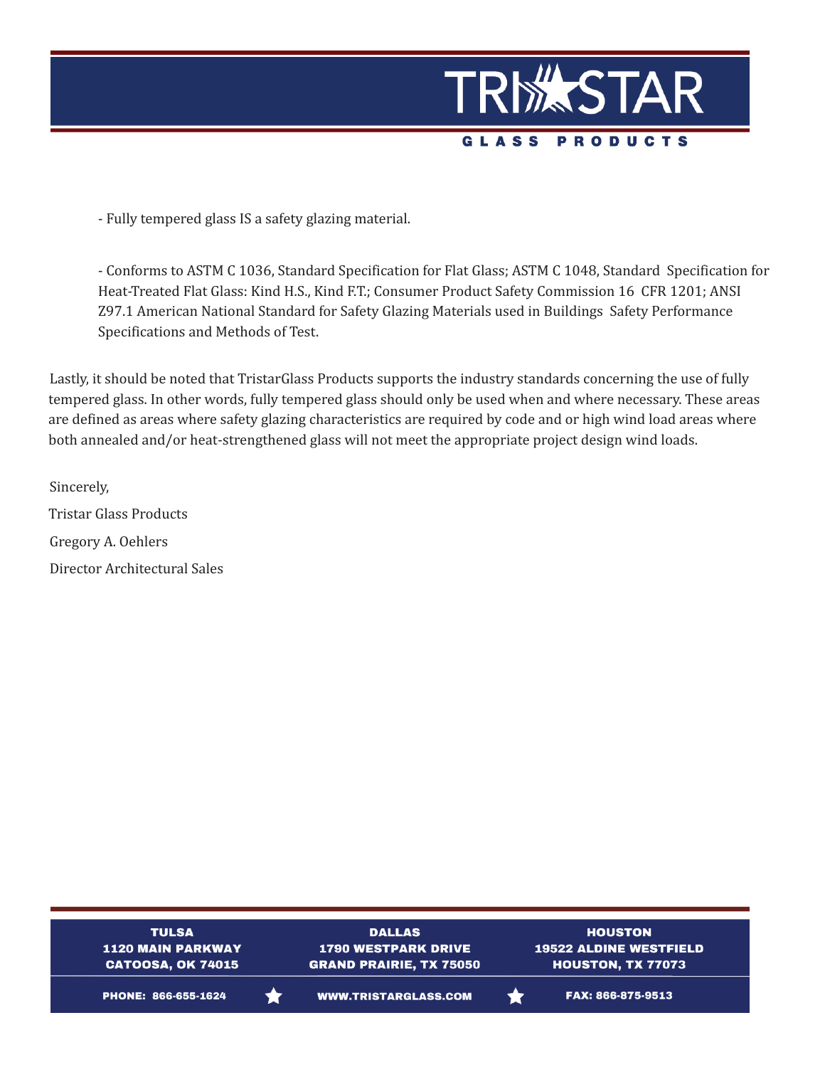- Fully tempered glass IS a safety glazing material.

- Conforms to ASTM C 1036, Standard Specification for Flat Glass; ASTM C 1048, Standard Specification for Heat-Treated Flat Glass: Kind H.S., Kind F.T.; Consumer Product Safety Commission 16 CFR 1201; ANSI Z97.1 American National Standard for Safety Glazing Materials used in Buildings Safety Performance Specifications and Methods of Test.

Lastly, it should be noted that TristarGlass Products supports the industry standards concerning the use of fully tempered glass. In other words, fully tempered glass should only be used when and where necessary. These areas are defined as areas where safety glazing characteristics are required by code and or high wind load areas where both annealed and/or heat-strengthened glass will not meet the appropriate project design wind loads.

Sincerely,

Tristar Glass Products

Gregory A. Oehlers

Director Architectural Sales